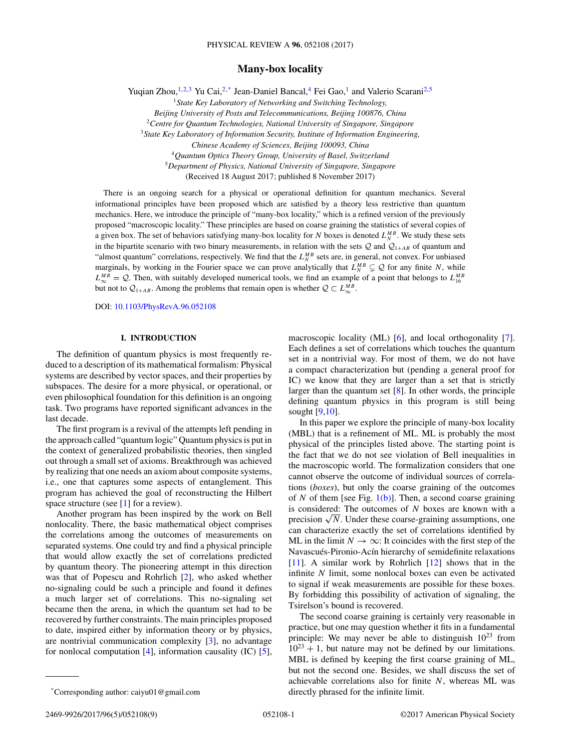# Many-box locality

Yuqian Zhou,[1,2,3] Yu Cai,[2,*] Jean-Daniel Bancal,[4] Fei Gao,[1] and Valerio Scarani[2,5]

[1]*State Key Laboratory of Networking and Switching Technology, Beijing University of Posts and Telecommunications, Beijing 100876, China*

[2]*Centre for Quantum Technologies, National University of Singapore, Singapore*

[3]*State Key Laboratory of Information Security, Institute of Information Engineering, Chinese Academy of Sciences, Beijing 100093, China*

[4]*Quantum Optics Theory Group, University of Basel, Switzerland*

[5]*Department of Physics, National University of Singapore, Singapore*

(Received 18 August 2017; published 8 November 2017)

There is an ongoing search for a physical or operational definition for quantum mechanics. Several informational principles have been proposed which are satisfied by a theory less restrictive than quantum mechanics. Here, we introduce the principle of "many-box locality," which is a refined version of the previously proposed "macroscopic locality." These principles are based on coarse graining the statistics of several copies of a given box. The set of behaviors satisfying many-box locality for $N$ boxes is denoted $L_N^{MB}$. We study these sets in the bipartite scenario with two binary measurements, in relation with the sets $\mathcal{Q}$ and $\mathcal{Q}_{1+AB}$ of quantum and "almost quantum" correlations, respectively. We find that the $L_N^{MB}$ sets are, in general, not convex. For unbiased marginals, by working in the Fourier space we can prove analytically that $L_N^{MB} \subsetneq \mathcal{Q}$ for any finite $N$, while $L_\infty^{MB} = \mathcal{Q}$. Then, with suitably developed numerical tools, we find an example of a point that belongs to $L_{16}^{MB}$ but not to $\mathcal{Q}_{1+AB}$. Among the problems that remain open is whether $\mathcal{Q} \subset L_\infty^{MB}$.

DOI: 10.1103/PhysRevA.96.052108

## I. INTRODUCTION

The definition of quantum physics is most frequently reduced to a description of its mathematical formalism: Physical systems are described by vector spaces, and their properties by subspaces. The desire for a more physical, or operational, or even philosophical foundation for this definition is an ongoing task. Two programs have reported significant advances in the last decade.

The first program is a revival of the attempts left pending in the approach called "quantum logic" Quantum physics is put in the context of generalized probabilistic theories, then singled out through a small set of axioms. Breakthrough was achieved by realizing that one needs an axiom about composite systems, i.e., one that captures some aspects of entanglement. This program has achieved the goal of reconstructing the Hilbert space structure (see [1] for a review).

Another program has been inspired by the work on Bell nonlocality. There, the basic mathematical object comprises the correlations among the outcomes of measurements on separated systems. One could try and find a physical principle that would allow exactly the set of correlations predicted by quantum theory. The pioneering attempt in this direction was that of Popescu and Rohrlich [2], who asked whether no-signaling could be such a principle and found it defines a much larger set of correlations. This no-signaling set became then the arena, in which the quantum set had to be recovered by further constraints. The main principles proposed to date, inspired either by information theory or by physics, are nontrivial communication complexity [3], no advantage for nonlocal computation [4], information causality (IC) [5], macroscopic locality (ML) [6], and local orthogonality [7]. Each defines a set of correlations which touches the quantum set in a nontrivial way. For most of them, we do not have a compact characterization but (pending a general proof for IC) we know that they are larger than a set that is strictly larger than the quantum set [8]. In other words, the principle defining quantum physics in this program is still being sought [9,10].

In this paper we explore the principle of many-box locality (MBL) that is a refinement of ML. ML is probably the most physical of the principles listed above. The starting point is the fact that we do not see violation of Bell inequalities in the macroscopic world. The formalization considers that one cannot observe the outcome of individual sources of correlations (*boxes*), but only the coarse graining of the outcomes of $N$ of them [see Fig. 1(b)]. Then, a second coarse graining is considered: The outcomes of $N$ boxes are known with a precision $\sqrt{N}$. Under these coarse-graining assumptions, one can characterize exactly the set of correlations identified by ML in the limit $N \to \infty$: It coincides with the first step of the Navascués-Pironio-Acín hierarchy of semidefinite relaxations [11]. A similar work by Rohrlich [12] shows that in the infinite $N$ limit, some nonlocal boxes can even be activated to signal if weak measurements are possible for these boxes. By forbidding this possibility of activation of signaling, the Tsirelson's bound is recovered.

The second coarse graining is certainly very reasonable in practice, but one may question whether it fits in a fundamental principle: We may never be able to distinguish $10^{23}$ from $10^{23}+1$, but nature may not be defined by our limitations. MBL is defined by keeping the first coarse graining of ML, but not the second one. Besides, we shall discuss the set of achievable correlations also for finite $N$, whereas ML was directly phrased for the infinite limit.

*Corresponding author: caiyu01@gmail.com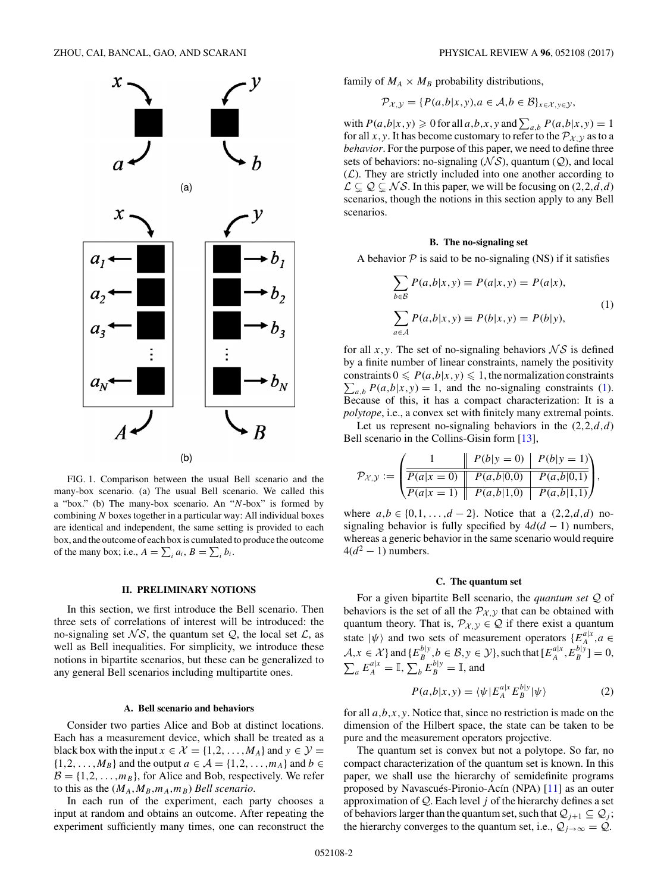FIG. 1. Comparison between the usual Bell scenario and the many-box scenario. (a) The usual Bell scenario. We called this a "box." (b) The many-box scenario. An "$N$-box" is formed by combining $N$ boxes together in a particular way: All individual boxes are identical and independent, the same setting is provided to each box, and the outcome of each box is cumulated to produce the outcome of the many box; i.e., $A = \sum_i a_i$, $B = \sum_i b_i$.

## II. PRELIMINARY NOTIONS

In this section, we first introduce the Bell scenario. Then three sets of correlations of interest will be introduced: the no-signaling set $\mathcal{NS}$, the quantum set $\mathcal{Q}$, the local set $\mathcal{L}$, as well as Bell inequalities. For simplicity, we introduce these notions in bipartite scenarios, but these can be generalized to any general Bell scenarios including multipartite ones.

### A. Bell scenario and behaviors

Consider two parties Alice and Bob at distinct locations. Each has a measurement device, which shall be treated as a black box with the input $x \in \mathcal{X} = \{1,2,\ldots,M_A\}$ and $y \in \mathcal{Y} = \{1,2,\ldots,M_B\}$ and the output $a \in \mathcal{A} = \{1,2,\ldots,m_A\}$ and $b \in \mathcal{B} = \{1,2,\ldots,m_B\}$, for Alice and Bob, respectively. We refer to this as the $(M_A,M_B,m_A,m_B)$ *Bell scenario*.

In each run of the experiment, each party chooses a input at random and obtains an outcome. After repeating the experiment sufficiently many times, one can reconstruct the family of $M_A \times M_B$ probability distributions,

$$\mathcal{P}_{\mathcal{X},\mathcal{Y}} = \{P(a,b|x,y), a \in \mathcal{A}, b \in \mathcal{B}\}_{x\in\mathcal{X},y\in\mathcal{Y}},$$

with $P(a,b|x,y) \geqslant 0$ for all $a,b,x,y$ and $\sum_{a,b} P(a,b|x,y) = 1$ for all $x,y$. It has become customary to refer to the $\mathcal{P}_{\mathcal{X},\mathcal{Y}}$ as to a *behavior*. For the purpose of this paper, we need to define three sets of behaviors: no-signaling ($\mathcal{NS}$), quantum ($\mathcal{Q}$), and local ($\mathcal{L}$). They are strictly included into one another according to $\mathcal{L} \subsetneq \mathcal{Q} \subsetneq \mathcal{NS}$. In this paper, we will be focusing on $(2,2,d,d)$ scenarios, though the notions in this section apply to any Bell scenarios.

### B. The no-signaling set

A behavior $\mathcal{P}$ is said to be no-signaling (NS) if it satisfies

$$\begin{aligned}\sum_{b\in\mathcal{B}} P(a,b|x,y) &\equiv P(a|x,y) = P(a|x),\\ \sum_{a\in\mathcal{A}} P(a,b|x,y) &\equiv P(b|x,y) = P(b|y),\end{aligned} \tag{1}$$

for all $x,y$. The set of no-signaling behaviors $\mathcal{NS}$ is defined by a finite number of linear constraints, namely the positivity constraints $0 \leqslant P(a,b|x,y) \leqslant 1$, the normalization constraints $\sum_{a,b} P(a,b|x,y) = 1$, and the no-signaling constraints (1). Because of this, it has a compact characterization: It is a *polytope*, i.e., a convex set with finitely many extremal points.

Let us represent no-signaling behaviors in the $(2,2,d,d)$ Bell scenario in the Collins-Gisin form [13],

$$\mathcal{P}_{\mathcal{X},\mathcal{Y}} := \left(\begin{array}{c||c|c} 1 & P(b|y=0) & P(b|y=1) \\ \hline\hline P(a|x=0) & P(a,b|0,0) & P(a,b|0,1) \\ \hline P(a|x=1) & P(a,b|1,0) & P(a,b|1,1) \end{array}\right),$$

where $a,b \in \{0,1,\ldots,d-2\}$. Notice that a $(2,2,d,d)$ no-signaling behavior is fully specified by $4d(d-1)$ numbers, whereas a generic behavior in the same scenario would require $4(d^2-1)$ numbers.

### C. The quantum set

For a given bipartite Bell scenario, the *quantum set* $\mathcal{Q}$ of behaviors is the set of all the $\mathcal{P}_{\mathcal{X},\mathcal{Y}}$ that can be obtained with quantum theory. That is, $\mathcal{P}_{\mathcal{X},\mathcal{Y}} \in \mathcal{Q}$ if there exist a quantum state $|\psi\rangle$ and two sets of measurement operators $\{E_A^{a|x}, a \in \mathcal{A}, x \in \mathcal{X}\}$ and $\{E_B^{b|y}, b \in \mathcal{B}, y \in \mathcal{Y}\}$, such that $[E_A^{a|x}, E_B^{b|y}] = 0$, $\sum_a E_A^{a|x} = \mathbb{I}$, $\sum_b E_B^{b|y} = \mathbb{I}$, and

$$P(a,b|x,y) = \langle\psi|E_A^{a|x}E_B^{b|y}|\psi\rangle \tag{2}$$

for all $a,b,x,y$. Notice that, since no restriction is made on the dimension of the Hilbert space, the state can be taken to be pure and the measurement operators projective.

The quantum set is convex but not a polytope. So far, no compact characterization of the quantum set is known. In this paper, we shall use the hierarchy of semidefinite programs proposed by Navascués-Pironio-Acín (NPA) [11] as an outer approximation of $\mathcal{Q}$. Each level $j$ of the hierarchy defines a set of behaviors larger than the quantum set, such that $\mathcal{Q}_{j+1} \subseteq \mathcal{Q}_j$; the hierarchy converges to the quantum set, i.e., $\mathcal{Q}_{j\to\infty} = \mathcal{Q}$.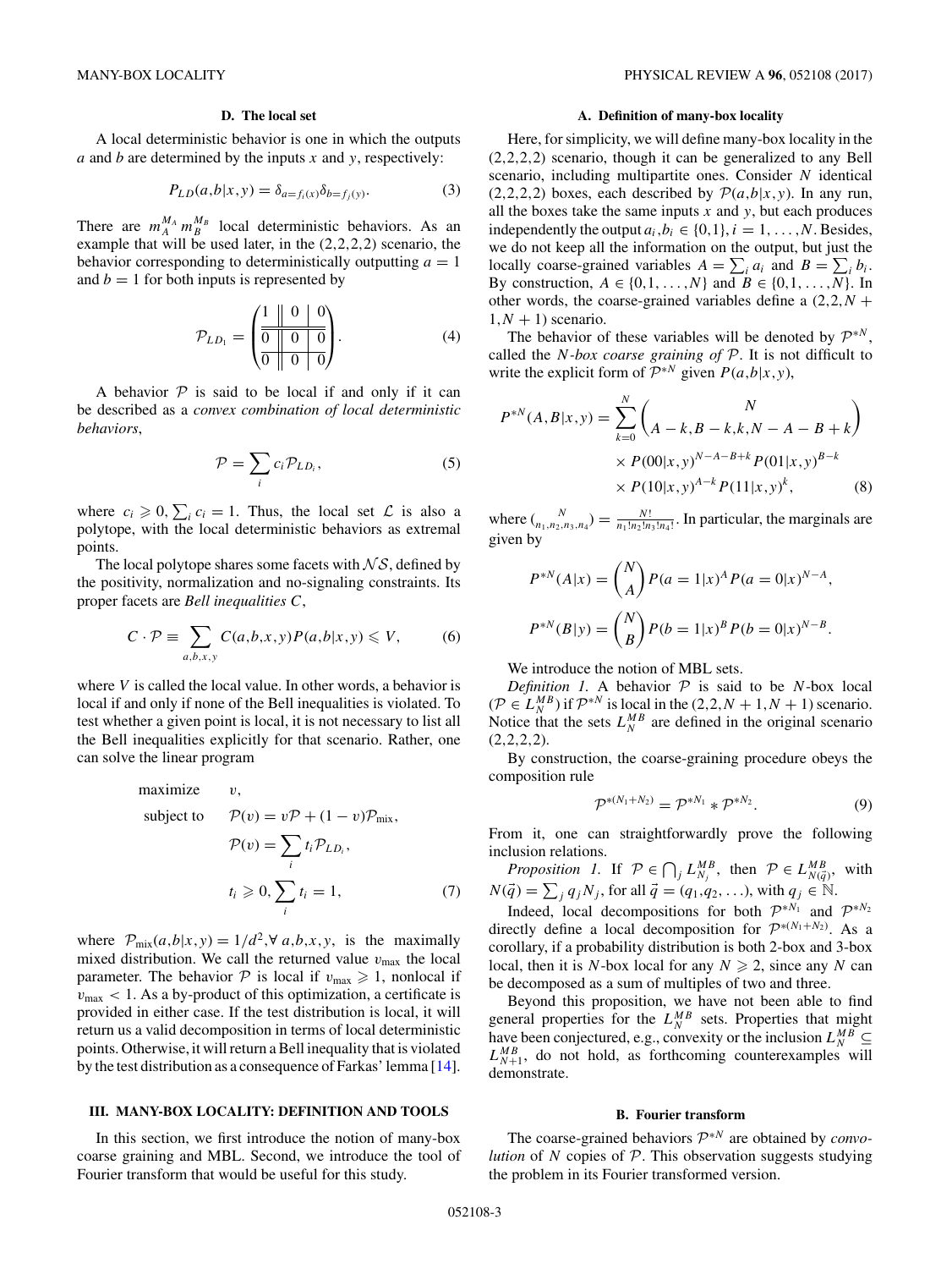### D. The local set

A local deterministic behavior is one in which the outputs $a$ and $b$ are determined by the inputs $x$ and $y$, respectively:

$$P_{LD}(a,b|x,y) = \delta_{a=f_i(x)}\delta_{b=f_j(y)}. \tag{3}$$

There are $m_A^{M_A} m_B^{M_B}$ local deterministic behaviors. As an example that will be used later, in the (2,2,2,2) scenario, the behavior corresponding to deterministically outputting $a = 1$ and $b = 1$ for both inputs is represented by

$$\mathcal{P}_{LD_1} = \left(\begin{array}{c||c|c} 1 & 0 & 0 \\ \hline\hline 0 & 0 & 0 \\ \hline 0 & 0 & 0 \end{array}\right). \tag{4}$$

A behavior $\mathcal{P}$ is said to be local if and only if it can be described as a *convex combination of local deterministic behaviors*,

$$\mathcal{P} = \sum_i c_i \mathcal{P}_{LD_i}, \tag{5}$$

where $c_i \geqslant 0, \sum_i c_i = 1$. Thus, the local set $\mathcal{L}$ is also a polytope, with the local deterministic behaviors as extremal points.

The local polytope shares some facets with $\mathcal{NS}$, defined by the positivity, normalization and no-signaling constraints. Its proper facets are *Bell inequalities* $C$,

$$C \cdot \mathcal{P} \equiv \sum_{a,b,x,y} C(a,b,x,y)P(a,b|x,y) \leqslant V, \tag{6}$$

where $V$ is called the local value. In other words, a behavior is local if and only if none of the Bell inequalities is violated. To test whether a given point is local, it is not necessary to list all the Bell inequalities explicitly for that scenario. Rather, one can solve the linear program

$$\begin{aligned} \text{maximize} \quad & v, \\ \text{subject to} \quad & \mathcal{P}(v) = v\mathcal{P} + (1-v)\mathcal{P}_{\text{mix}}, \\ & \mathcal{P}(v) = \sum_i t_i \mathcal{P}_{LD_i}, \\ & t_i \geqslant 0, \sum_i t_i = 1, \end{aligned} \tag{7}$$

where $\mathcal{P}_{\text{mix}}(a,b|x,y) = 1/d^2, \forall\, a,b,x,y$, is the maximally mixed distribution. We call the returned value $v_{\max}$ the local parameter. The behavior $\mathcal{P}$ is local if $v_{\max} \geqslant 1$, nonlocal if $v_{\max} < 1$. As a by-product of this optimization, a certificate is provided in either case. If the test distribution is local, it will return us a valid decomposition in terms of local deterministic points. Otherwise, it will return a Bell inequality that is violated by the test distribution as a consequence of Farkas' lemma [14].

## III. MANY-BOX LOCALITY: DEFINITION AND TOOLS

In this section, we first introduce the notion of many-box coarse graining and MBL. Second, we introduce the tool of Fourier transform that would be useful for this study.

### A. Definition of many-box locality

Here, for simplicity, we will define many-box locality in the (2,2,2,2) scenario, though it can be generalized to any Bell scenario, including multipartite ones. Consider $N$ identical (2,2,2,2) boxes, each described by $\mathcal{P}(a,b|x,y)$. In any run, all the boxes take the same inputs $x$ and $y$, but each produces independently the output $a_i, b_i \in \{0,1\}, i = 1,\ldots,N$. Besides, we do not keep all the information on the output, but just the locally coarse-grained variables $A = \sum_i a_i$ and $B = \sum_i b_i$. By construction, $A \in \{0,1,\ldots,N\}$ and $B \in \{0,1,\ldots,N\}$. In other words, the coarse-grained variables define a $(2,2,N+1,N+1)$ scenario.

The behavior of these variables will be denoted by $\mathcal{P}^{*N}$, called the *N-box coarse graining of* $\mathcal{P}$. It is not difficult to write the explicit form of $\mathcal{P}^{*N}$ given $P(a,b|x,y)$,

$$\begin{aligned} P^{*N}(A,B|x,y) = \sum_{k=0}^{N} & \binom{N}{A-k,B-k,k,N-A-B+k} \\ & \times P(00|x,y)^{N-A-B+k} P(01|x,y)^{B-k} \\ & \times P(10|x,y)^{A-k} P(11|x,y)^{k}, \end{aligned} \tag{8}$$

where $\binom{N}{n_1,n_2,n_3,n_4} = \frac{N!}{n_1!n_2!n_3!n_4!}$. In particular, the marginals are given by

$$P^{*N}(A|x) = \binom{N}{A} P(a=1|x)^A P(a=0|x)^{N-A},$$

$$P^{*N}(B|y) = \binom{N}{B} P(b=1|x)^B P(b=0|x)^{N-B}.$$

We introduce the notion of MBL sets.

*Definition 1.* A behavior $\mathcal{P}$ is said to be $N$-box local ($\mathcal{P} \in L_N^{MB}$) if $\mathcal{P}^{*N}$ is local in the $(2,2,N+1,N+1)$ scenario. Notice that the sets $L_N^{MB}$ are defined in the original scenario (2,2,2,2).

By construction, the coarse-graining procedure obeys the composition rule

$$\mathcal{P}^{*(N_1+N_2)} = \mathcal{P}^{*N_1} * \mathcal{P}^{*N_2}. \tag{9}$$

From it, one can straightforwardly prove the following inclusion relations.

*Proposition 1.* If $\mathcal{P} \in \bigcap_j L_{N_j}^{MB}$, then $\mathcal{P} \in L_{N(\vec{q})}^{MB}$, with $N(\vec{q}) = \sum_j q_j N_j$, for all $\vec{q} = (q_1,q_2,\ldots)$, with $q_j \in \mathbb{N}$.

Indeed, local decompositions for both $\mathcal{P}^{*N_1}$ and $\mathcal{P}^{*N_2}$ directly define a local decomposition for $\mathcal{P}^{*(N_1+N_2)}$. As a corollary, if a probability distribution is both 2-box and 3-box local, then it is $N$-box local for any $N \geqslant 2$, since any $N$ can be decomposed as a sum of multiples of two and three.

Beyond this proposition, we have not been able to find general properties for the $L_N^{MB}$ sets. Properties that might have been conjectured, e.g., convexity or the inclusion $L_N^{MB} \subseteq L_{N+1}^{MB}$, do not hold, as forthcoming counterexamples will demonstrate.

### B. Fourier transform

The coarse-grained behaviors $\mathcal{P}^{*N}$ are obtained by *convolution* of $N$ copies of $\mathcal{P}$. This observation suggests studying the problem in its Fourier transformed version.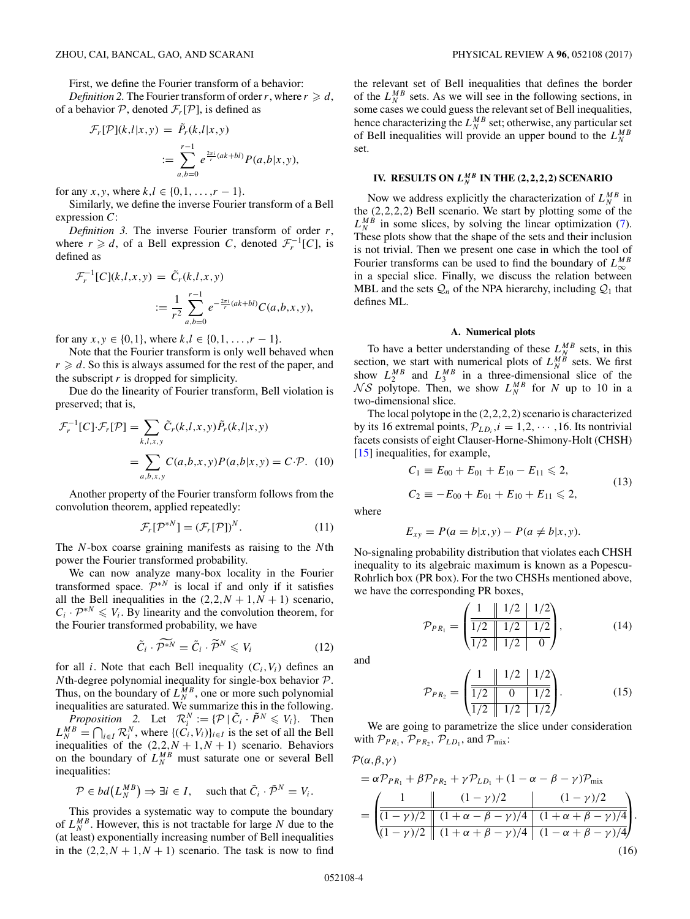First, we define the Fourier transform of a behavior:

*Definition 2.* The Fourier transform of order $r$, where $r \geqslant d$, of a behavior $\mathcal{P}$, denoted $\mathcal{F}_r[\mathcal{P}]$, is defined as

$$\mathcal{F}_r[\mathcal{P}](k,l|x,y) = \tilde{P}_r(k,l|x,y) := \sum_{a,b=0}^{r-1} e^{\frac{2\pi i}{r}(ak+bl)} P(a,b|x,y),$$

for any $x,y$, where $k,l \in \{0,1,\dots,r-1\}$.

Similarly, we define the inverse Fourier transform of a Bell expression $C$:

*Definition 3.* The inverse Fourier transform of order $r$, where $r \geqslant d$, of a Bell expression $C$, denoted $\mathcal{F}_r^{-1}[C]$, is defined as

$$\mathcal{F}_r^{-1}[C](k,l,x,y) = \tilde{C}_r(k,l,x,y) := \frac{1}{r^2} \sum_{a,b=0}^{r-1} e^{-\frac{2\pi i}{r}(ak+bl)} C(a,b,x,y),$$

for any $x,y \in \{0,1\}$, where $k,l \in \{0,1,\dots,r-1\}$.

Note that the Fourier transform is only well behaved when $r \geqslant d$. So this is always assumed for the rest of the paper, and the subscript $r$ is dropped for simplicity.

Due do the linearity of Fourier transform, Bell violation is preserved; that is,

$$\begin{aligned}\mathcal{F}_r^{-1}[C] \cdot \mathcal{F}_r[\mathcal{P}] &= \sum_{k,l,x,y} \tilde{C}_r(k,l,x,y)\tilde{P}_r(k,l|x,y) \\ &= \sum_{a,b,x,y} C(a,b,x,y)P(a,b|x,y) = C \cdot \mathcal{P}. \quad (10)\end{aligned}$$

Another property of the Fourier transform follows from the convolution theorem, applied repeatedly:

$$\mathcal{F}_r[\mathcal{P}^{*N}] = (\mathcal{F}_r[\mathcal{P}])^N. \quad (11)$$

The $N$-box coarse graining manifests as raising to the $N$th power the Fourier transformed probability.

We can now analyze many-box locality in the Fourier transformed space. $\mathcal{P}^{*N}$ is local if and only if it satisfies all the Bell inequalities in the $(2,2,N+1,N+1)$ scenario, $C_i \cdot \mathcal{P}^{*N} \leqslant V_i$. By linearity and the convolution theorem, for the Fourier transformed probability, we have

$$\tilde{C}_i \cdot \widetilde{\mathcal{P}^{*N}} = \tilde{C}_i \cdot \widetilde{\mathcal{P}}^N \leqslant V_i \quad (12)$$

for all $i$. Note that each Bell inequality $(C_i, V_i)$ defines an $N$th-degree polynomial inequality for single-box behavior $\mathcal{P}$. Thus, on the boundary of $L_N^{MB}$, one or more such polynomial inequalities are saturated. We summarize this in the following.

*Proposition 2.* Let $\mathcal{R}_i^N := \{\mathcal{P} \mid \tilde{C}_i \cdot \tilde{P}^N \leqslant V_i\}$. Then $L_N^{MB} = \bigcap_{i \in I} \mathcal{R}_i^N$, where $\{(C_i,V_i)\}_{i\in I}$ is the set of all the Bell inequalities of the $(2,2,N+1,N+1)$ scenario. Behaviors on the boundary of $L_N^{MB}$ must saturate one or several Bell inequalities:

$$\mathcal{P} \in bd(L_N^{MB}) \Rightarrow \exists i \in I, \quad \text{such that } \tilde{C}_i \cdot \tilde{\mathcal{P}}^N = V_i.$$

This provides a systematic way to compute the boundary of $L_N^{MB}$. However, this is not tractable for large $N$ due to the (at least) exponentially increasing number of Bell inequalities in the $(2,2,N+1,N+1)$ scenario. The task is now to find the relevant set of Bell inequalities that defines the border of the $L_N^{MB}$ sets. As we will see in the following sections, in some cases we could guess the relevant set of Bell inequalities, hence characterizing the $L_N^{MB}$ set; otherwise, any particular set of Bell inequalities will provide an upper bound to the $L_N^{MB}$ set.

## IV. RESULTS ON $L_N^{MB}$ IN THE (2,2,2,2) SCENARIO

Now we address explicitly the characterization of $L_N^{MB}$ in the (2,2,2,2) Bell scenario. We start by plotting some of the $L_N^{MB}$ in some slices, by solving the linear optimization (7). These plots show that the shape of the sets and their inclusion is not trivial. Then we present one case in which the tool of Fourier transforms can be used to find the boundary of $L_\infty^{MB}$ in a special slice. Finally, we discuss the relation between MBL and the sets $\mathcal{Q}_n$ of the NPA hierarchy, including $\mathcal{Q}_1$ that defines ML.

### A. Numerical plots

To have a better understanding of these $L_N^{MB}$ sets, in this section, we start with numerical plots of $L_N^{MB}$ sets. We first show $L_2^{MB}$ and $L_3^{MB}$ in a three-dimensional slice of the $\mathcal{NS}$ polytope. Then, we show $L_N^{MB}$ for $N$ up to 10 in a two-dimensional slice.

The local polytope in the (2,2,2,2) scenario is characterized by its 16 extremal points, $\mathcal{P}_{LD_i}, i = 1,2,\cdots,16$. Its nontrivial facets consists of eight Clauser-Horne-Shimony-Holt (CHSH) [15] inequalities, for example,

$$\begin{aligned} C_1 &\equiv E_{00} + E_{01} + E_{10} - E_{11} \leqslant 2, \\ C_2 &\equiv -E_{00} + E_{01} + E_{10} + E_{11} \leqslant 2, \end{aligned} \quad (13)$$

where

$$E_{xy} = P(a = b|x,y) - P(a \neq b|x,y).$$

No-signaling probability distribution that violates each CHSH inequality to its algebraic maximum is known as a Popescu-Rohrlich box (PR box). For the two CHSHs mentioned above, we have the corresponding PR boxes,

$$\mathcal{P}_{PR_1} = \left(\begin{array}{c||c|c} 1 & 1/2 & 1/2 \\ \hline 1/2 & 1/2 & 1/2 \\ \hline 1/2 & 1/2 & 0 \end{array}\right), \quad (14)$$

and

$$\mathcal{P}_{PR_2} = \left(\begin{array}{c||c|c} 1 & 1/2 & 1/2 \\ \hline 1/2 & 0 & 1/2 \\ \hline 1/2 & 1/2 & 1/2 \end{array}\right). \quad (15)$$

We are going to parametrize the slice under consideration with $\mathcal{P}_{PR_1}$, $\mathcal{P}_{PR_2}$, $\mathcal{P}_{LD_1}$, and $\mathcal{P}_{\text{mix}}$:

$$\begin{aligned}\mathcal{P}(\alpha,\beta,\gamma) &= \alpha\mathcal{P}_{PR_1} + \beta\mathcal{P}_{PR_2} + \gamma\mathcal{P}_{LD_1} + (1-\alpha-\beta-\gamma)\mathcal{P}_{\text{mix}} \\ &= \left(\begin{array}{c||c|c} 1 & (1-\gamma)/2 & (1-\gamma)/2 \\ \hline (1-\gamma)/2 & (1+\alpha-\beta-\gamma)/4 & (1+\alpha+\beta-\gamma)/4 \\ \hline (1-\gamma)/2 & (1+\alpha+\beta-\gamma)/4 & (1-\alpha+\beta-\gamma)/4 \end{array}\right). \end{aligned} \quad (16)$$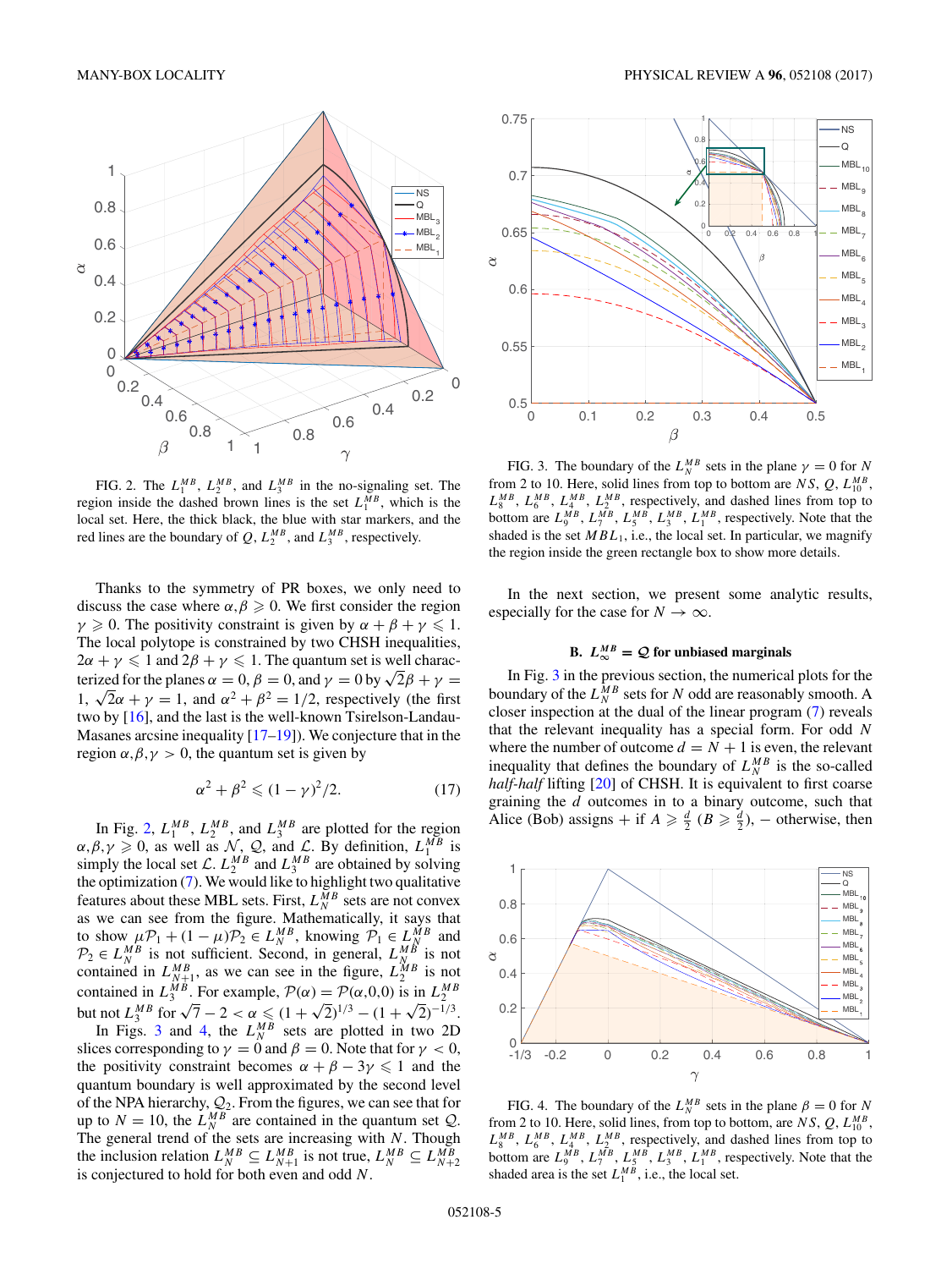FIG. 2. The $L_1^{MB}$, $L_2^{MB}$, and $L_3^{MB}$ in the no-signaling set. The region inside the dashed brown lines is the set $L_1^{MB}$, which is the local set. Here, the thick black, the blue with star markers, and the red lines are the boundary of $\mathcal{Q}$, $L_2^{MB}$, and $L_3^{MB}$, respectively.

Thanks to the symmetry of PR boxes, we only need to discuss the case where $\alpha,\beta \geqslant 0$. We first consider the region $\gamma \geqslant 0$. The positivity constraint is given by $\alpha+\beta+\gamma \leqslant 1$. The local polytope is constrained by two CHSH inequalities, $2\alpha+\gamma \leqslant 1$ and $2\beta+\gamma \leqslant 1$. The quantum set is well characterized for the planes $\alpha = 0$, $\beta = 0$, and $\gamma = 0$ by $\sqrt{2}\beta+\gamma = 1$, $\sqrt{2}\alpha+\gamma = 1$, and $\alpha^2+\beta^2 = 1/2$, respectively (the first two by [16], and the last is the well-known Tsirelson-Landau-Masanes arcsine inequality [17–19]). We conjecture that in the region $\alpha,\beta,\gamma > 0$, the quantum set is given by

$$\alpha^2+\beta^2 \leqslant (1-\gamma)^2/2. \tag{17}$$

In Fig. 2, $L_1^{MB}$, $L_2^{MB}$, and $L_3^{MB}$ are plotted for the region $\alpha,\beta,\gamma \geqslant 0$, as well as $\mathcal{N}$, $\mathcal{Q}$, and $\mathcal{L}$. By definition, $L_1^{MB}$ is simply the local set $\mathcal{L}$. $L_2^{MB}$ and $L_3^{MB}$ are obtained by solving the optimization (7). We would like to highlight two qualitative features about these MBL sets. First, $L_N^{MB}$ sets are not convex as we can see from the figure. Mathematically, it says that to show $\mu\mathcal{P}_1+(1-\mu)\mathcal{P}_2 \in L_N^{MB}$, knowing $\mathcal{P}_1 \in L_N^{MB}$ and $\mathcal{P}_2 \in L_N^{MB}$ is not sufficient. Second, in general, $L_N^{MB}$ is not contained in $L_{N+1}^{MB}$, as we can see in the figure, $L_2^{MB}$ is not contained in $L_3^{MB}$. For example, $\mathcal{P}(\alpha) = \mathcal{P}(\alpha,0,0)$ is in $L_2^{MB}$ but not $L_3^{MB}$ for $\sqrt{7}-2 < \alpha \leqslant (1+\sqrt{2})^{1/3}-(1+\sqrt{2})^{-1/3}$.

In Figs. 3 and 4, the $L_N^{MB}$ sets are plotted in two 2D slices corresponding to $\gamma = 0$ and $\beta = 0$. Note that for $\gamma < 0$, the positivity constraint becomes $\alpha+\beta-3\gamma \leqslant 1$ and the quantum boundary is well approximated by the second level of the NPA hierarchy, $\mathcal{Q}_2$. From the figures, we can see that for up to $N = 10$, the $L_N^{MB}$ are contained in the quantum set $\mathcal{Q}$. The general trend of the sets are increasing with $N$. Though the inclusion relation $L_N^{MB} \subseteq L_{N+1}^{MB}$ is not true, $L_N^{MB} \subseteq L_{N+2}^{MB}$ is conjectured to hold for both even and odd $N$.

FIG. 3. The boundary of the $L_N^{MB}$ sets in the plane $\gamma = 0$ for $N$ from 2 to 10. Here, solid lines from top to bottom are $NS$, $Q$, $L_{10}^{MB}$, $L_8^{MB}$, $L_6^{MB}$, $L_4^{MB}$, $L_2^{MB}$, respectively, and dashed lines from top to bottom are $L_9^{MB}$, $L_7^{MB}$, $L_5^{MB}$, $L_3^{MB}$, $L_1^{MB}$, respectively. Note that the shaded is the set $MBL_1$, i.e., the local set. In particular, we magnify the region inside the green rectangle box to show more details.

In the next section, we present some analytic results, especially for the case for $N \to \infty$.

### B. $L_\infty^{MB} = \mathcal{Q}$ for unbiased marginals

In Fig. 3 in the previous section, the numerical plots for the boundary of the $L_N^{MB}$ sets for $N$ odd are reasonably smooth. A closer inspection at the dual of the linear program (7) reveals that the relevant inequality has a special form. For odd $N$ where the number of outcome $d = N+1$ is even, the relevant inequality that defines the boundary of $L_N^{MB}$ is the so-called *half-half* lifting [20] of CHSH. It is equivalent to first coarse graining the $d$ outcomes in to a binary outcome, such that Alice (Bob) assigns + if $A \geqslant \frac{d}{2}$ ($B \geqslant \frac{d}{2}$), − otherwise, then

FIG. 4. The boundary of the $L_N^{MB}$ sets in the plane $\beta = 0$ for $N$ from 2 to 10. Here, solid lines, from top to bottom, are $NS$, $Q$, $L_{10}^{MB}$, $L_8^{MB}$, $L_6^{MB}$, $L_4^{MB}$, $L_2^{MB}$, respectively, and dashed lines from top to bottom are $L_9^{MB}$, $L_7^{MB}$, $L_5^{MB}$, $L_3^{MB}$, $L_1^{MB}$, respectively. Note that the shaded area is the set $L_1^{MB}$, i.e., the local set.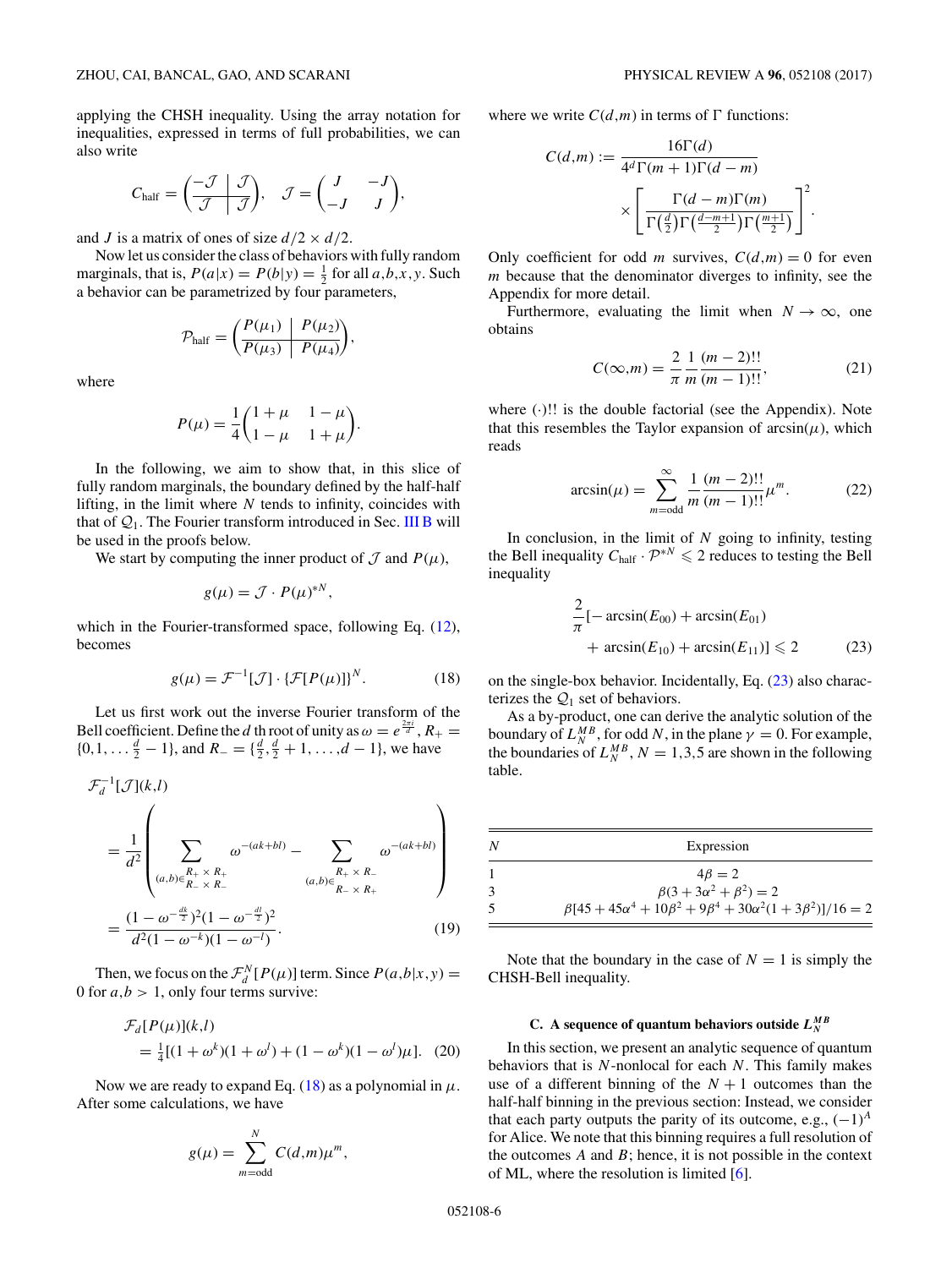applying the CHSH inequality. Using the array notation for inequalities, expressed in terms of full probabilities, we can also write

$$C_{\text{half}} = \left(\begin{array}{c|c} -\mathcal{J} & \mathcal{J} \\ \hline \mathcal{J} & \mathcal{J} \end{array}\right), \quad \mathcal{J} = \begin{pmatrix} J & -J \\ -J & J \end{pmatrix},$$

and $J$ is a matrix of ones of size $d/2 \times d/2$.

Now let us consider the class of behaviors with fully random marginals, that is, $P(a|x) = P(b|y) = \frac{1}{2}$ for all $a,b,x,y$. Such a behavior can be parametrized by four parameters,

$$\mathcal{P}_{\text{half}} = \left(\begin{array}{c|c} P(\mu_1) & P(\mu_2) \\ \hline P(\mu_3) & P(\mu_4) \end{array}\right),$$

where

$$P(\mu) = \frac{1}{4}\begin{pmatrix} 1+\mu & 1-\mu \\ 1-\mu & 1+\mu \end{pmatrix}.$$

In the following, we aim to show that, in this slice of fully random marginals, the boundary defined by the half-half lifting, in the limit where $N$ tends to infinity, coincides with that of $\mathcal{Q}_1$. The Fourier transform introduced in Sec. III B will be used in the proofs below.

We start by computing the inner product of $\mathcal{J}$ and $P(\mu)$,

$$g(\mu) = \mathcal{J} \cdot P(\mu)^{*N},$$

which in the Fourier-transformed space, following Eq. (12), becomes

$$g(\mu) = \mathcal{F}^{-1}[\mathcal{J}] \cdot \{\mathcal{F}[P(\mu)]\}^N. \tag{18}$$

Let us first work out the inverse Fourier transform of the Bell coefficient. Define the $d$ th root of unity as $\omega = e^{\frac{2\pi i}{d}}$, $R_+ = \{0,1,\ldots \frac{d}{2}-1\}$, and $R_- = \{\frac{d}{2}, \frac{d}{2}+1, \ldots, d-1\}$, we have

$$\begin{aligned}
&\mathcal{F}_d^{-1}[\mathcal{J}](k,l) \\
&= \frac{1}{d^2}\left(\sum_{(a,b)\in {R_+\times R_+ \atop R_-\times R_-}} \omega^{-(ak+bl)} - \sum_{(a,b)\in {R_+\times R_- \atop R_-\times R_+}} \omega^{-(ak+bl)}\right) \\
&= \frac{(1-\omega^{-\frac{dk}{2}})^2(1-\omega^{-\frac{dl}{2}})^2}{d^2(1-\omega^{-k})(1-\omega^{-l})}.
\end{aligned} \tag{19}$$

Then, we focus on the $\mathcal{F}_d^N[P(\mu)]$ term. Since $P(a,b|x,y) = 0$ for $a,b > 1$, only four terms survive:

$$\begin{aligned}
&\mathcal{F}_d[P(\mu)](k,l) \\
&\quad = \tfrac{1}{4}[(1+\omega^k)(1+\omega^l) + (1-\omega^k)(1-\omega^l)\mu]. 
\end{aligned}\tag{20}$$

Now we are ready to expand Eq. (18) as a polynomial in $\mu$. After some calculations, we have

$$g(\mu) = \sum_{m=\text{odd}}^{N} C(d,m)\mu^m,$$

where we write $C(d,m)$ in terms of $\Gamma$ functions:

$$\begin{aligned}
C(d,m) := &\frac{16\Gamma(d)}{4^d\Gamma(m+1)\Gamma(d-m)} \\
&\times \left[\frac{\Gamma(d-m)\Gamma(m)}{\Gamma\left(\frac{d}{2}\right)\Gamma\left(\frac{d-m+1}{2}\right)\Gamma\left(\frac{m+1}{2}\right)}\right]^2.
\end{aligned}$$

Only coefficient for odd $m$ survives, $C(d,m) = 0$ for even $m$ because that the denominator diverges to infinity, see the Appendix for more detail.

Furthermore, evaluating the limit when $N \to \infty$, one obtains

$$C(\infty,m) = \frac{2}{\pi}\frac{1}{m}\frac{(m-2)!!}{(m-1)!!}, \tag{21}$$

where $(\cdot)!!$ is the double factorial (see the Appendix). Note that this resembles the Taylor expansion of $\arcsin(\mu)$, which reads

$$\arcsin(\mu) = \sum_{m=\text{odd}}^{\infty} \frac{1}{m}\frac{(m-2)!!}{(m-1)!!}\mu^m. \tag{22}$$

In conclusion, in the limit of $N$ going to infinity, testing the Bell inequality $C_{\text{half}} \cdot \mathcal{P}^{*N} \leqslant 2$ reduces to testing the Bell inequality

$$\begin{aligned}
&\frac{2}{\pi}[-\arcsin(E_{00}) + \arcsin(E_{01}) \\
&\quad + \arcsin(E_{10}) + \arcsin(E_{11})] \leqslant 2
\end{aligned} \tag{23}$$

on the single-box behavior. Incidentally, Eq. (23) also characterizes the $\mathcal{Q}_1$ set of behaviors.

As a by-product, one can derive the analytic solution of the boundary of $L_N^{MB}$, for odd $N$, in the plane $\gamma = 0$. For example, the boundaries of $L_N^{MB}$, $N = 1,3,5$ are shown in the following table.

| $N$ | Expression |
|---|---|
| 1 | $4\beta = 2$ |
| 3 | $\beta(3 + 3\alpha^2 + \beta^2) = 2$ |
| 5 | $\beta[45 + 45\alpha^4 + 10\beta^2 + 9\beta^4 + 30\alpha^2(1 + 3\beta^2)]/16 = 2$ |

Note that the boundary in the case of $N = 1$ is simply the CHSH-Bell inequality.

### C. A sequence of quantum behaviors outside $L_N^{MB}$

In this section, we present an analytic sequence of quantum behaviors that is $N$-nonlocal for each $N$. This family makes use of a different binning of the $N+1$ outcomes than the half-half binning in the previous section: Instead, we consider that each party outputs the parity of its outcome, e.g., $(-1)^A$ for Alice. We note that this binning requires a full resolution of the outcomes $A$ and $B$; hence, it is not possible in the context of ML, where the resolution is limited [6].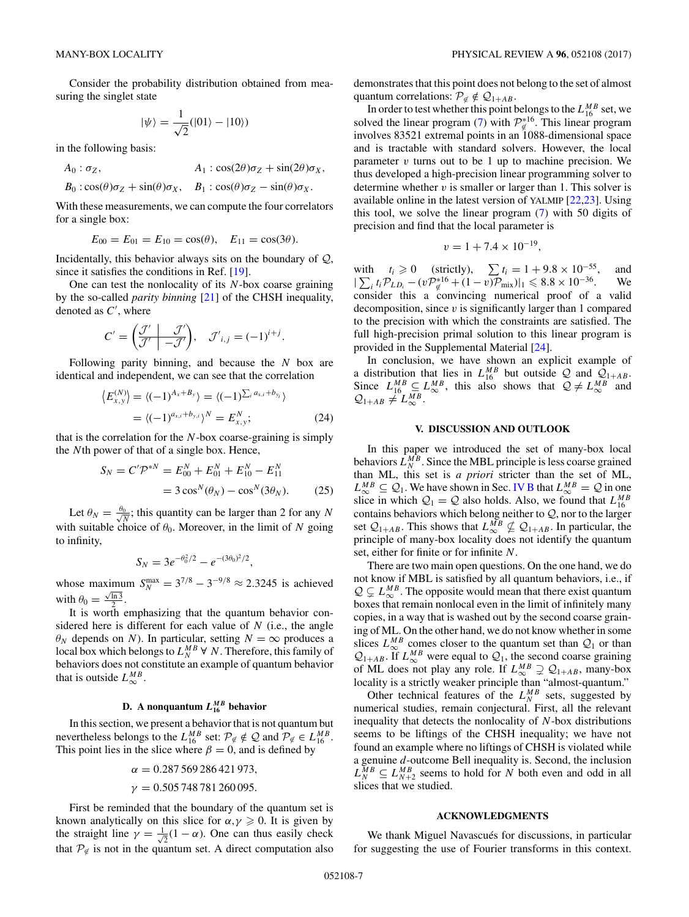Consider the probability distribution obtained from measuring the singlet state

$$|\psi\rangle = \frac{1}{\sqrt{2}}(|01\rangle - |10\rangle)$$

in the following basis:

$$A_0 : \sigma_Z, \qquad A_1 : \cos(2\theta)\sigma_Z + \sin(2\theta)\sigma_X,$$

$$B_0 : \cos(\theta)\sigma_Z + \sin(\theta)\sigma_X, \quad B_1 : \cos(\theta)\sigma_Z - \sin(\theta)\sigma_X.$$

With these measurements, we can compute the four correlators for a single box:

$$E_{00} = E_{01} = E_{10} = \cos(\theta), \quad E_{11} = \cos(3\theta).$$

Incidentally, this behavior always sits on the boundary of $\mathcal{Q}$, since it satisfies the conditions in Ref. [19].

One can test the nonlocality of its $N$-box coarse graining by the so-called *parity binning* [21] of the CHSH inequality, denoted as $C'$, where

$$C' = \left(\begin{array}{c|c} \mathcal{J}' & \mathcal{J}' \\ \hline \mathcal{J}' & -\mathcal{J}' \end{array}\right), \quad \mathcal{J}'_{i,j} = (-1)^{i+j}.$$

Following parity binning, and because the $N$ box are identical and independent, we can see that the correlation

$$\begin{aligned}\langle E^{(N)}_{x,y}\rangle &= \langle(-1)^{A_x+B_y}\rangle = \langle(-1)^{\sum_i a_{x,i}+b_{y_i}}\rangle \\ &= \langle(-1)^{a_{x,i}+b_{y,i}}\rangle^N = E^N_{x,y};\end{aligned} \tag{24}$$

that is the correlation for the $N$-box coarse-graining is simply the $N$th power of that of a single box. Hence,

$$\begin{aligned}S_N = C'\mathcal{P}^{*N} &= E^N_{00} + E^N_{01} + E^N_{10} - E^N_{11} \\ &= 3\cos^N(\theta_N) - \cos^N(3\theta_N).\end{aligned} \tag{25}$$

Let $\theta_N = \frac{\theta_0}{\sqrt{N}}$; this quantity can be larger than 2 for any $N$ with suitable choice of $\theta_0$. Moreover, in the limit of $N$ going to infinity,

$$S_N = 3e^{-\theta_0^2/2} - e^{-(3\theta_0)^2/2},$$

whose maximum $S_N^{\max} = 3^{7/8} - 3^{-9/8} \approx 2.3245$ is achieved with $\theta_0 = \frac{\sqrt{\ln 3}}{2}$.

It is worth emphasizing that the quantum behavior considered here is different for each value of $N$ (i.e., the angle $\theta_N$ depends on $N$). In particular, setting $N = \infty$ produces a local box which belongs to $L_N^{MB}\ \forall\ N$. Therefore, this family of behaviors does not constitute an example of quantum behavior that is outside $L_\infty^{MB}$.

### D. A nonquantum $L_{16}^{MB}$ behavior

In this section, we present a behavior that is not quantum but nevertheless belongs to the $L_{16}^{MB}$ set: $\mathcal{P}_{\notin} \notin \mathcal{Q}$ and $\mathcal{P}_{\notin} \in L_{16}^{MB}$. This point lies in the slice where $\beta = 0$, and is defined by

$$\alpha = 0.287\,569\,286\,421\,973,$$

$$\gamma = 0.505\,748\,781\,260\,095.$$

First be reminded that the boundary of the quantum set is known analytically on this slice for $\alpha,\gamma \geqslant 0$. It is given by the straight line $\gamma = \frac{1}{\sqrt{2}}(1-\alpha)$. One can thus easily check that $\mathcal{P}_{\notin}$ is not in the quantum set. A direct computation also demonstrates that this point does not belong to the set of almost quantum correlations: $\mathcal{P}_{\notin} \notin \mathcal{Q}_{1+AB}$.

In order to test whether this point belongs to the $L_{16}^{MB}$ set, we solved the linear program (7) with $\mathcal{P}_{\notin}^{*16}$. This linear program involves 83521 extremal points in an 1088-dimensional space and is tractable with standard solvers. However, the local parameter $v$ turns out to be 1 up to machine precision. We thus developed a high-precision linear programming solver to determine whether $v$ is smaller or larger than 1. This solver is available online in the latest version of YALMIP [22,23]. Using this tool, we solve the linear program (7) with 50 digits of precision and find that the local parameter is

$$v = 1 + 7.4 \times 10^{-19},$$

with $t_i \geqslant 0$ (strictly), $\sum t_i = 1 + 9.8 \times 10^{-55}$, and $|\sum_i t_i \mathcal{P}_{LD_i} - (v\mathcal{P}_{\notin}^{*16} + (1-v)\mathcal{P}_{\text{mix}})|_1 \leqslant 8.8 \times 10^{-36}$. We consider this a convincing numerical proof of a valid decomposition, since $v$ is significantly larger than 1 compared to the precision with which the constraints are satisfied. The full high-precision primal solution to this linear program is provided in the Supplemental Material [24].

In conclusion, we have shown an explicit example of a distribution that lies in $L_{16}^{MB}$ but outside $\mathcal{Q}$ and $\mathcal{Q}_{1+AB}$. Since $L_{16}^{MB} \subseteq L_\infty^{MB}$, this also shows that $\mathcal{Q} \neq L_\infty^{MB}$ and $\mathcal{Q}_{1+AB} \neq L_\infty^{MB}$.

## V. DISCUSSION AND OUTLOOK

In this paper we introduced the set of many-box local behaviors $L_N^{MB}$. Since the MBL principle is less coarse grained than ML, this set is *a priori* stricter than the set of ML, $L_\infty^{MB} \subseteq \mathcal{Q}_1$. We have shown in Sec. IV B that $L_\infty^{MB} = \mathcal{Q}$ in one slice in which $\mathcal{Q}_1 = \mathcal{Q}$ also holds. Also, we found that $L_{16}^{MB}$ contains behaviors which belong neither to $\mathcal{Q}$, nor to the larger set $\mathcal{Q}_{1+AB}$. This shows that $L_\infty^{MB} \nsubseteq \mathcal{Q}_{1+AB}$. In particular, the principle of many-box locality does not identify the quantum set, either for finite or for infinite $N$.

There are two main open questions. On the one hand, we do not know if MBL is satisfied by all quantum behaviors, i.e., if $\mathcal{Q} \subsetneq L_\infty^{MB}$. The opposite would mean that there exist quantum boxes that remain nonlocal even in the limit of infinitely many copies, in a way that is washed out by the second coarse graining of ML. On the other hand, we do not know whether in some slices $L_\infty^{MB}$ comes closer to the quantum set than $\mathcal{Q}_1$ or than $\mathcal{Q}_{1+AB}$. If $L_\infty^{MB}$ were equal to $\mathcal{Q}_1$, the second coarse graining of ML does not play any role. If $L_\infty^{MB} \supsetneq \mathcal{Q}_{1+AB}$, many-box locality is a strictly weaker principle than "almost-quantum."

Other technical features of the $L_N^{MB}$ sets, suggested by numerical studies, remain conjectural. First, all the relevant inequality that detects the nonlocality of $N$-box distributions seems to be liftings of the CHSH inequality; we have not found an example where no liftings of CHSH is violated while a genuine $d$-outcome Bell inequality is. Second, the inclusion $L_N^{MB} \subseteq L_{N+2}^{MB}$ seems to hold for $N$ both even and odd in all slices that we studied.

## ACKNOWLEDGMENTS

We thank Miguel Navascués for discussions, in particular for suggesting the use of Fourier transforms in this context.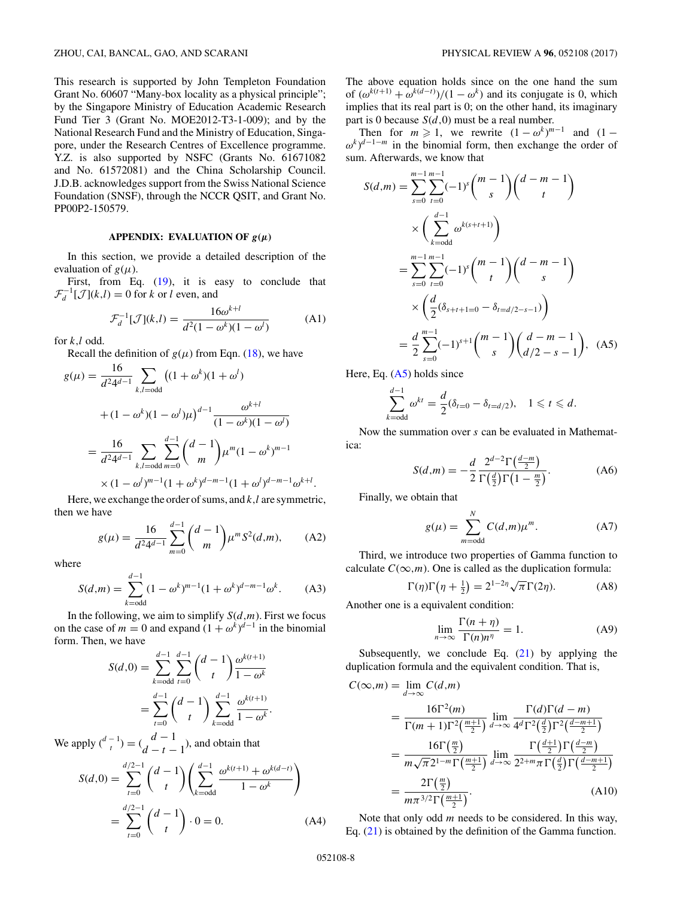This research is supported by John Templeton Foundation Grant No. 60607 "Many-box locality as a physical principle"; by the Singapore Ministry of Education Academic Research Fund Tier 3 (Grant No. MOE2012-T3-1-009); and by the National Research Fund and the Ministry of Education, Singapore, under the Research Centres of Excellence programme. Y.Z. is also supported by NSFC (Grants No. 61671082 and No. 61572081) and the China Scholarship Council. J.D.B. acknowledges support from the Swiss National Science Foundation (SNSF), through the NCCR QSIT, and Grant No. PP00P2-150579.

## APPENDIX: EVALUATION OF $g(\mu)$

In this section, we provide a detailed description of the evaluation of $g(\mu)$.

First, from Eq. (19), it is easy to conclude that $\mathcal{F}_d^{-1}[\mathcal{J}](k,l) = 0$ for $k$ or $l$ even, and

$$\mathcal{F}_d^{-1}[\mathcal{J}](k,l) = \frac{16\omega^{k+l}}{d^2(1-\omega^k)(1-\omega^l)} \tag{A1}$$

for $k,l$ odd.

Recall the definition of $g(\mu)$ from Eqn. (18), we have

$$\begin{aligned} g(\mu) &= \frac{16}{d^2 4^{d-1}} \sum_{k,l=\text{odd}} \big((1+\omega^k)(1+\omega^l) \\ &\quad + (1-\omega^k)(1-\omega^l)\mu\big)^{d-1} \frac{\omega^{k+l}}{(1-\omega^k)(1-\omega^l)} \\ &= \frac{16}{d^2 4^{d-1}} \sum_{k,l=\text{odd}} \sum_{m=0}^{d-1} \binom{d-1}{m} \mu^m (1-\omega^k)^{m-1} \\ &\quad \times (1-\omega^l)^{m-1} (1+\omega^k)^{d-m-1} (1+\omega^l)^{d-m-1} \omega^{k+l}. \end{aligned}$$

Here, we exchange the order of sums, and $k,l$ are symmetric, then we have

$$g(\mu) = \frac{16}{d^2 4^{d-1}} \sum_{m=0}^{d-1} \binom{d-1}{m} \mu^m S^2(d,m), \tag{A2}$$

where

$$S(d,m) = \sum_{k=\text{odd}}^{d-1} (1-\omega^k)^{m-1}(1+\omega^k)^{d-m-1}\omega^k. \tag{A3}$$

In the following, we aim to simplify $S(d,m)$. First we focus on the case of $m=0$ and expand $(1+\omega^k)^{d-1}$ in the binomial form. Then, we have

$$\begin{aligned} S(d,0) &= \sum_{k=\text{odd}}^{d-1} \sum_{t=0}^{d-1} \binom{d-1}{t} \frac{\omega^{k(t+1)}}{1-\omega^k} \\ &= \sum_{t=0}^{d-1} \binom{d-1}{t} \sum_{k=\text{odd}}^{d-1} \frac{\omega^{k(t+1)}}{1-\omega^k}. \end{aligned}$$

We apply $\binom{d-1}{t} = \binom{d-1}{d-t-1}$, and obtain that

$$\begin{aligned} S(d,0) &= \sum_{t=0}^{d/2-1} \binom{d-1}{t} \left( \sum_{k=\text{odd}}^{d-1} \frac{\omega^{k(t+1)} + \omega^{k(d-t)}}{1-\omega^k} \right) \\ &= \sum_{t=0}^{d/2-1} \binom{d-1}{t} \cdot 0 = 0. \end{aligned} \tag{A4}$$

The above equation holds since on the one hand the sum of $(\omega^{k(t+1)} + \omega^{k(d-t)})/(1-\omega^k)$ and its conjugate is 0, which implies that its real part is 0; on the other hand, its imaginary part is 0 because $S(d,0)$ must be a real number.

Then for $m \geqslant 1$, we rewrite $(1-\omega^k)^{m-1}$ and $(1-\omega^k)^{d-1-m}$ in the binomial form, then exchange the order of sum. Afterwards, we know that

$$\begin{aligned} S(d,m) &= \sum_{s=0}^{m-1} \sum_{t=0}^{m-1} (-1)^s \binom{m-1}{s} \binom{d-m-1}{t} \\ &\quad \times \left( \sum_{k=\text{odd}}^{d-1} \omega^{k(s+t+1)} \right) \\ &= \sum_{s=0}^{m-1} \sum_{t=0}^{m-1} (-1)^s \binom{m-1}{t} \binom{d-m-1}{s} \\ &\quad \times \left( \frac{d}{2} (\delta_{s+t+1=0} - \delta_{t=d/2-s-1}) \right) \\ &= \frac{d}{2} \sum_{s=0}^{m-1} (-1)^{s+1} \binom{m-1}{s} \binom{d-m-1}{d/2-s-1}, \end{aligned} \tag{A5}$$

Here, Eq. (A5) holds since

$$\sum_{k=\text{odd}}^{d-1} \omega^{kt} = \frac{d}{2}(\delta_{t=0} - \delta_{t=d/2}), \quad 1 \leqslant t \leqslant d.$$

Now the summation over $s$ can be evaluated in Mathematica:

$$S(d,m) = -\frac{d}{2} \frac{2^{d-2}\Gamma\left(\frac{d-m}{2}\right)}{\Gamma\left(\frac{d}{2}\right)\Gamma\left(1-\frac{m}{2}\right)}. \tag{A6}$$

Finally, we obtain that

$$g(\mu) = \sum_{m=\text{odd}}^{N} C(d,m)\mu^m. \tag{A7}$$

Third, we introduce two properties of Gamma function to calculate $C(\infty,m)$. One is called as the duplication formula:

$$\Gamma(\eta)\Gamma\left(\eta+\tfrac{1}{2}\right) = 2^{1-2\eta}\sqrt{\pi}\,\Gamma(2\eta). \tag{A8}$$

Another one is a equivalent condition:

$$\lim_{n\to\infty} \frac{\Gamma(n+\eta)}{\Gamma(n)n^\eta} = 1. \tag{A9}$$

Subsequently, we conclude Eq. (21) by applying the duplication formula and the equivalent condition. That is,

$$\begin{aligned} C(\infty,m) &= \lim_{d\to\infty} C(d,m) \\ &= \frac{16\Gamma^2(m)}{\Gamma(m+1)\Gamma^2\left(\frac{m+1}{2}\right)} \lim_{d\to\infty} \frac{\Gamma(d)\Gamma(d-m)}{4^d\Gamma^2\left(\frac{d}{2}\right)\Gamma^2\left(\frac{d-m+1}{2}\right)} \\ &= \frac{16\Gamma\left(\frac{m}{2}\right)}{m\sqrt{\pi}2^{1-m}\Gamma\left(\frac{m+1}{2}\right)} \lim_{d\to\infty} \frac{\Gamma\left(\frac{d+1}{2}\right)\Gamma\left(\frac{d-m}{2}\right)}{2^{2+m}\pi\Gamma\left(\frac{d}{2}\right)\Gamma\left(\frac{d-m+1}{2}\right)} \\ &= \frac{2\Gamma\left(\frac{m}{2}\right)}{m\pi^{3/2}\Gamma\left(\frac{m+1}{2}\right)}. \end{aligned} \tag{A10}$$

Note that only odd $m$ needs to be considered. In this way, Eq. (21) is obtained by the definition of the Gamma function.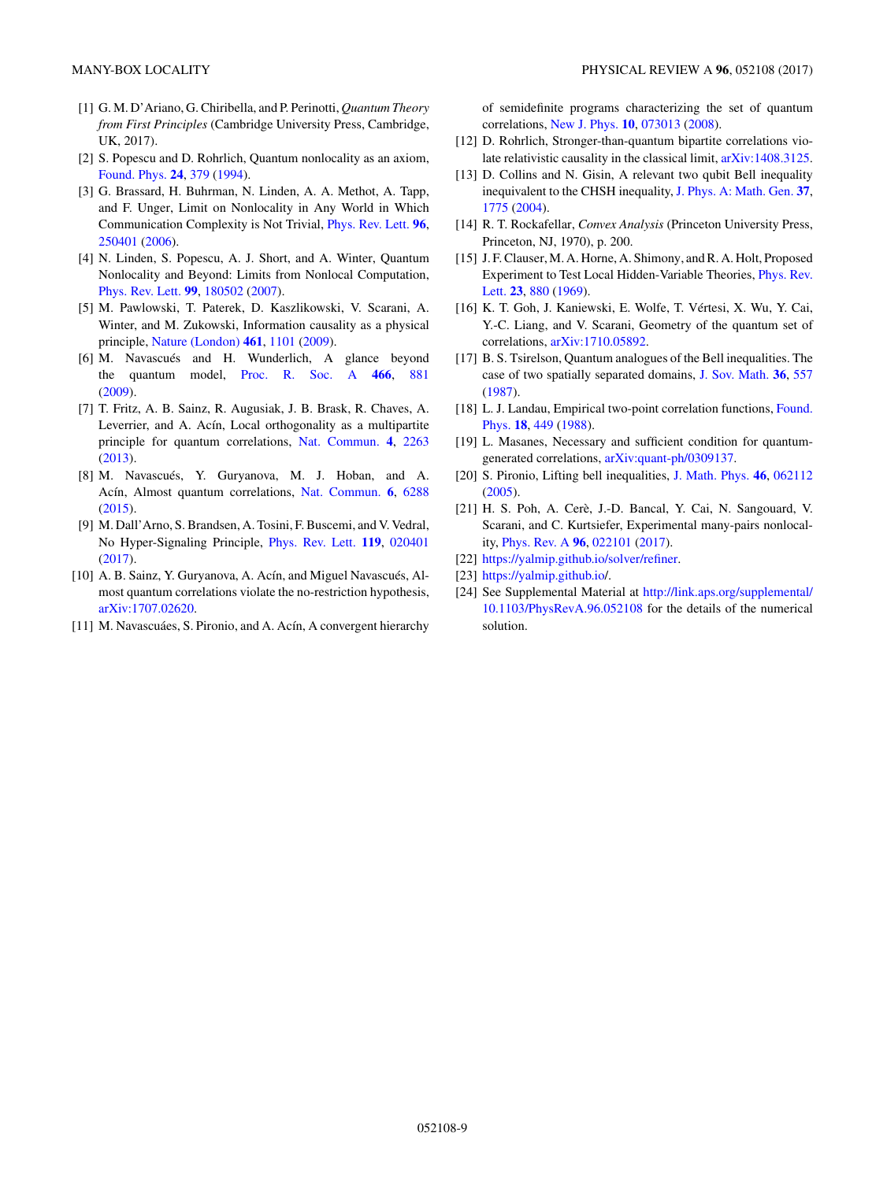[1] G. M. D'Ariano, G. Chiribella, and P. Perinotti, *Quantum Theory from First Principles* (Cambridge University Press, Cambridge, UK, 2017).

[2] S. Popescu and D. Rohrlich, Quantum nonlocality as an axiom, Found. Phys. **24**, 379 (1994).

[3] G. Brassard, H. Buhrman, N. Linden, A. A. Methot, A. Tapp, and F. Unger, Limit on Nonlocality in Any World in Which Communication Complexity is Not Trivial, Phys. Rev. Lett. **96**, 250401 (2006).

[4] N. Linden, S. Popescu, A. J. Short, and A. Winter, Quantum Nonlocality and Beyond: Limits from Nonlocal Computation, Phys. Rev. Lett. **99**, 180502 (2007).

[5] M. Pawlowski, T. Paterek, D. Kaszlikowski, V. Scarani, A. Winter, and M. Zukowski, Information causality as a physical principle, Nature (London) **461**, 1101 (2009).

[6] M. Navascués and H. Wunderlich, A glance beyond the quantum model, Proc. R. Soc. A **466**, 881 (2009).

[7] T. Fritz, A. B. Sainz, R. Augusiak, J. B. Brask, R. Chaves, A. Leverrier, and A. Acín, Local orthogonality as a multipartite principle for quantum correlations, Nat. Commun. **4**, 2263 (2013).

[8] M. Navascués, Y. Guryanova, M. J. Hoban, and A. Acín, Almost quantum correlations, Nat. Commun. **6**, 6288 (2015).

[9] M. Dall'Arno, S. Brandsen, A. Tosini, F. Buscemi, and V. Vedral, No Hyper-Signaling Principle, Phys. Rev. Lett. **119**, 020401 (2017).

[10] A. B. Sainz, Y. Guryanova, A. Acín, and Miguel Navascués, Almost quantum correlations violate the no-restriction hypothesis, arXiv:1707.02620.

[11] M. Navascuáes, S. Pironio, and A. Acín, A convergent hierarchy of semidefinite programs characterizing the set of quantum correlations, New J. Phys. **10**, 073013 (2008).

[12] D. Rohrlich, Stronger-than-quantum bipartite correlations violate relativistic causality in the classical limit, arXiv:1408.3125.

[13] D. Collins and N. Gisin, A relevant two qubit Bell inequality inequivalent to the CHSH inequality, J. Phys. A: Math. Gen. **37**, 1775 (2004).

[14] R. T. Rockafellar, *Convex Analysis* (Princeton University Press, Princeton, NJ, 1970), p. 200.

[15] J. F. Clauser, M. A. Horne, A. Shimony, and R. A. Holt, Proposed Experiment to Test Local Hidden-Variable Theories, Phys. Rev. Lett. **23**, 880 (1969).

[16] K. T. Goh, J. Kaniewski, E. Wolfe, T. Vértesi, X. Wu, Y. Cai, Y.-C. Liang, and V. Scarani, Geometry of the quantum set of correlations, arXiv:1710.05892.

[17] B. S. Tsirelson, Quantum analogues of the Bell inequalities. The case of two spatially separated domains, J. Sov. Math. **36**, 557 (1987).

[18] L. J. Landau, Empirical two-point correlation functions, Found. Phys. **18**, 449 (1988).

[19] L. Masanes, Necessary and sufficient condition for quantum-generated correlations, arXiv:quant-ph/0309137.

[20] S. Pironio, Lifting bell inequalities, J. Math. Phys. **46**, 062112 (2005).

[21] H. S. Poh, A. Cerè, J.-D. Bancal, Y. Cai, N. Sangouard, V. Scarani, and C. Kurtsiefer, Experimental many-pairs nonlocality, Phys. Rev. A **96**, 022101 (2017).

[22] https://yalmip.github.io/solver/refiner.

[23] https://yalmip.github.io/.

[24] See Supplemental Material at http://link.aps.org/supplemental/10.1103/PhysRevA.96.052108 for the details of the numerical solution.